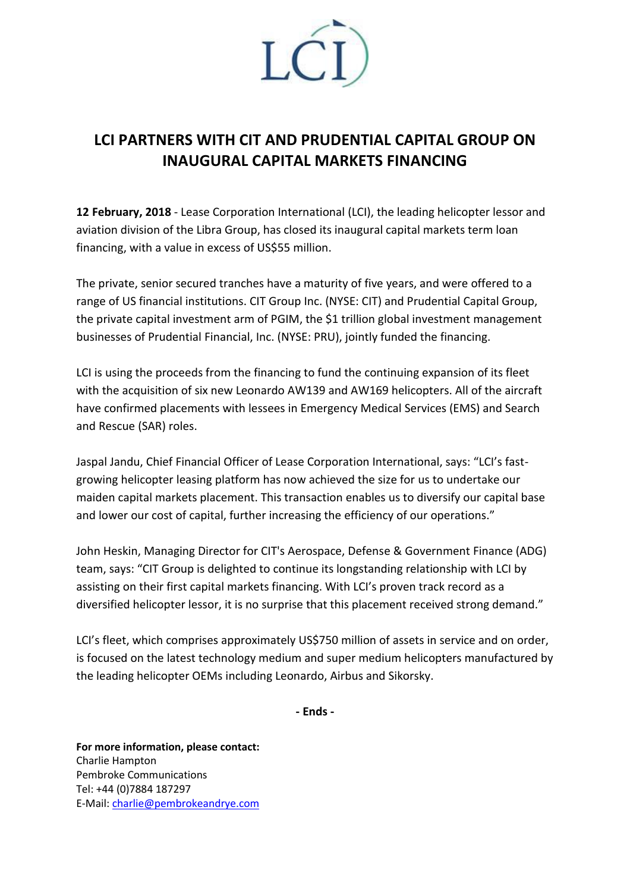LCI

# LCI PARTNERS WITH CIT AND PRUDENTIAL CAPITAL GROUP ON INAUGURAL CAPITAL MARKETS FINANCING

**12 February, 2018** - Lease Corporation International (LCI), the leading helicopter lessor and aviation division of the Libra Group, has closed its inaugural capital markets term loan financing, with a value in excess of US$55 million.

The private, senior secured tranches have a maturity of five years, and were offered to a range of US financial institutions. CIT Group Inc. (NYSE: CIT) and Prudential Capital Group, the private capital investment arm of PGIM, the $1 trillion global investment management businesses of Prudential Financial, Inc. (NYSE: PRU), jointly funded the financing.

LCI is using the proceeds from the financing to fund the continuing expansion of its fleet with the acquisition of six new Leonardo AW139 and AW169 helicopters. All of the aircraft have confirmed placements with lessees in Emergency Medical Services (EMS) and Search and Rescue (SAR) roles.

Jaspal Jandu, Chief Financial Officer of Lease Corporation International, says: "LCI's fast-growing helicopter leasing platform has now achieved the size for us to undertake our maiden capital markets placement. This transaction enables us to diversify our capital base and lower our cost of capital, further increasing the efficiency of our operations."

John Heskin, Managing Director for CIT's Aerospace, Defense & Government Finance (ADG) team, says: "CIT Group is delighted to continue its longstanding relationship with LCI by assisting on their first capital markets financing. With LCI's proven track record as a diversified helicopter lessor, it is no surprise that this placement received strong demand."

LCI's fleet, which comprises approximately US$750 million of assets in service and on order, is focused on the latest technology medium and super medium helicopters manufactured by the leading helicopter OEMs including Leonardo, Airbus and Sikorsky.

**- Ends -**

**For more information, please contact:**
Charlie Hampton
Pembroke Communications
Tel: +44 (0)7884 187297
E-Mail: charlie@pembrokeandrye.com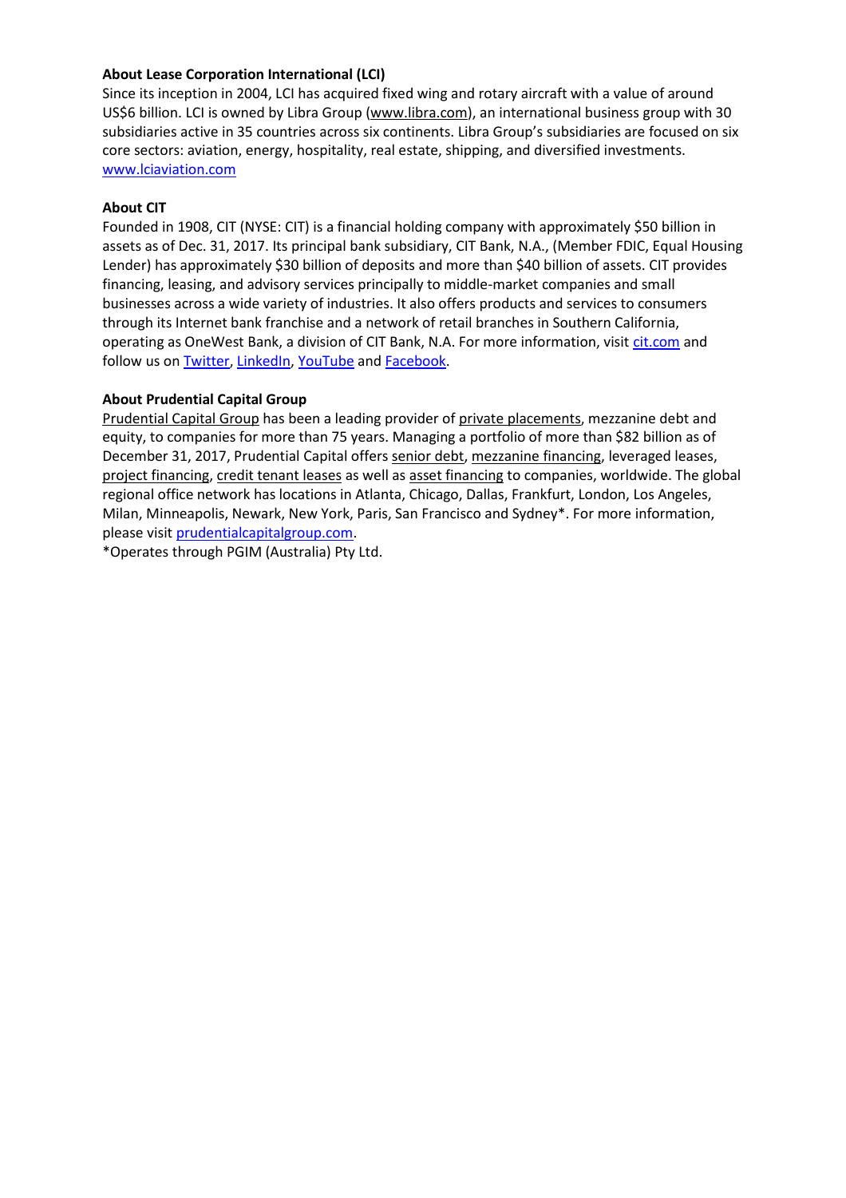**About Lease Corporation International (LCI)**

Since its inception in 2004, LCI has acquired fixed wing and rotary aircraft with a value of around US$6 billion. LCI is owned by Libra Group (www.libra.com), an international business group with 30 subsidiaries active in 35 countries across six continents. Libra Group's subsidiaries are focused on six core sectors: aviation, energy, hospitality, real estate, shipping, and diversified investments. www.lciaviation.com

**About CIT**

Founded in 1908, CIT (NYSE: CIT) is a financial holding company with approximately $50 billion in assets as of Dec. 31, 2017. Its principal bank subsidiary, CIT Bank, N.A., (Member FDIC, Equal Housing Lender) has approximately $30 billion of deposits and more than $40 billion of assets. CIT provides financing, leasing, and advisory services principally to middle-market companies and small businesses across a wide variety of industries. It also offers products and services to consumers through its Internet bank franchise and a network of retail branches in Southern California, operating as OneWest Bank, a division of CIT Bank, N.A. For more information, visit cit.com and follow us on Twitter, LinkedIn, YouTube and Facebook.

**About Prudential Capital Group**

Prudential Capital Group has been a leading provider of private placements, mezzanine debt and equity, to companies for more than 75 years. Managing a portfolio of more than $82 billion as of December 31, 2017, Prudential Capital offers senior debt, mezzanine financing, leveraged leases, project financing, credit tenant leases as well as asset financing to companies, worldwide. The global regional office network has locations in Atlanta, Chicago, Dallas, Frankfurt, London, Los Angeles, Milan, Minneapolis, Newark, New York, Paris, San Francisco and Sydney*. For more information, please visit prudentialcapitalgroup.com.

*Operates through PGIM (Australia) Pty Ltd.